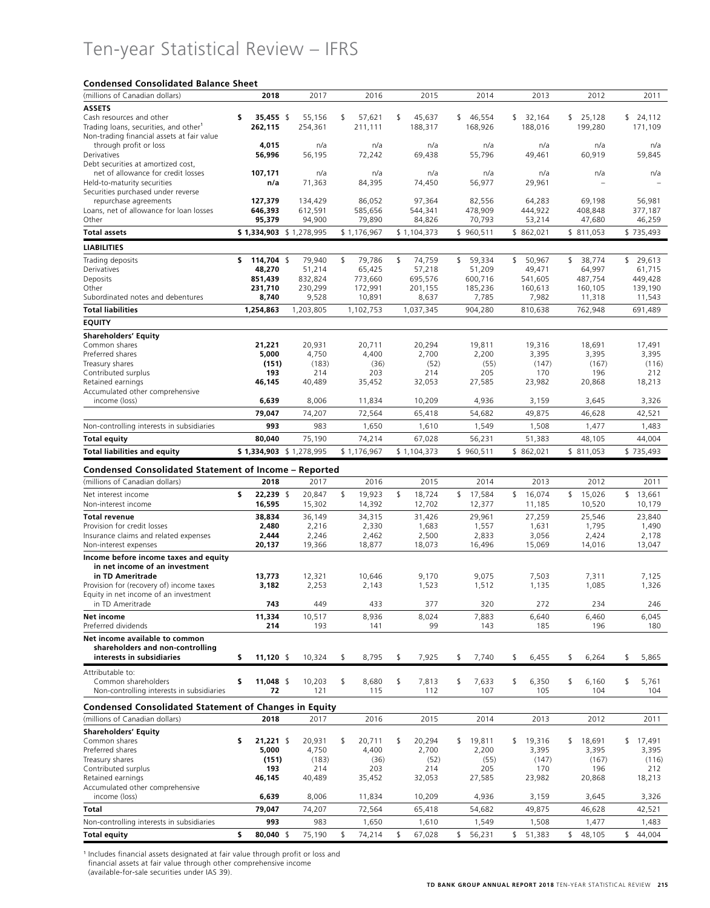# Ten-year Statistical Review – IFRS

### Condensed Consolidated Balance Sheet

| (millions of Canadian dollars) | 2018 | 2017 | 2016 | 2015 | 2014 | 2013 | 2012 | 2011 |
|---|---|---|---|---|---|---|---|---|
| **ASSETS** | | | | | | | | |
| Cash resources and other | **$ 35,455** | $ 55,156 | $ 57,621 | $ 45,637 | $ 46,554 | $ 32,164 | $ 25,128 | $ 24,112 |
| Trading loans, securities, and other[1] | **262,115** | 254,361 | 211,111 | 188,317 | 168,926 | 188,016 | 199,280 | 171,109 |
| Non-trading financial assets at fair value through profit or loss | **4,015** | n/a | n/a | n/a | n/a | n/a | n/a | n/a |
| Derivatives | **56,996** | 56,195 | 72,242 | 69,438 | 55,796 | 49,461 | 60,919 | 59,845 |
| Debt securities at amortized cost, net of allowance for credit losses | **107,171** | n/a | n/a | n/a | n/a | n/a | n/a | n/a |
| Held-to-maturity securities | **n/a** | 71,363 | 84,395 | 74,450 | 56,977 | 29,961 | – | – |
| Securities purchased under reverse repurchase agreements | **127,379** | 134,429 | 86,052 | 97,364 | 82,556 | 64,283 | 69,198 | 56,981 |
| Loans, net of allowance for loan losses | **646,393** | 612,591 | 585,656 | 544,341 | 478,909 | 444,922 | 408,848 | 377,187 |
| Other | **95,379** | 94,900 | 79,890 | 84,826 | 70,793 | 53,214 | 47,680 | 46,259 |
| **Total assets** | **$ 1,334,903** | $ 1,278,995 | $ 1,176,967 | $ 1,104,373 | $ 960,511 | $ 862,021 | $ 811,053 | $ 735,493 |
| **LIABILITIES** | | | | | | | | |
| Trading deposits | **$ 114,704** | $ 79,940 | $ 79,786 | $ 74,759 | $ 59,334 | $ 50,967 | $ 38,774 | $ 29,613 |
| Derivatives | **48,270** | 51,214 | 65,425 | 57,218 | 51,209 | 49,471 | 64,997 | 61,715 |
| Deposits | **851,439** | 832,824 | 773,660 | 695,576 | 600,716 | 541,605 | 487,754 | 449,428 |
| Other | **231,710** | 230,299 | 172,991 | 201,155 | 185,236 | 160,613 | 160,105 | 139,190 |
| Subordinated notes and debentures | **8,740** | 9,528 | 10,891 | 8,637 | 7,785 | 7,982 | 11,318 | 11,543 |
| **Total liabilities** | **1,254,863** | 1,203,805 | 1,102,753 | 1,037,345 | 904,280 | 810,638 | 762,948 | 691,489 |
| **EQUITY** | | | | | | | | |
| **Shareholders' Equity** | | | | | | | | |
| Common shares | **21,221** | 20,931 | 20,711 | 20,294 | 19,811 | 19,316 | 18,691 | 17,491 |
| Preferred shares | **5,000** | 4,750 | 4,400 | 2,700 | 2,200 | 3,395 | 3,395 | 3,395 |
| Treasury shares | **(151)** | (183) | (36) | (52) | (55) | (147) | (167) | (116) |
| Contributed surplus | **193** | 214 | 203 | 214 | 205 | 170 | 196 | 212 |
| Retained earnings | **46,145** | 40,489 | 35,452 | 32,053 | 27,585 | 23,982 | 20,868 | 18,213 |
| Accumulated other comprehensive income (loss) | **6,639** | 8,006 | 11,834 | 10,209 | 4,936 | 3,159 | 3,645 | 3,326 |
| | **79,047** | 74,207 | 72,564 | 65,418 | 54,682 | 49,875 | 46,628 | 42,521 |
| Non-controlling interests in subsidiaries | **993** | 983 | 1,650 | 1,610 | 1,549 | 1,508 | 1,477 | 1,483 |
| **Total equity** | **80,040** | 75,190 | 74,214 | 67,028 | 56,231 | 51,383 | 48,105 | 44,004 |
| **Total liabilities and equity** | **$ 1,334,903** | $ 1,278,995 | $ 1,176,967 | $ 1,104,373 | $ 960,511 | $ 862,021 | $ 811,053 | $ 735,493 |

### Condensed Consolidated Statement of Income – Reported

| (millions of Canadian dollars) | 2018 | 2017 | 2016 | 2015 | 2014 | 2013 | 2012 | 2011 |
|---|---|---|---|---|---|---|---|---|
| Net interest income | **$ 22,239** | $ 20,847 | $ 19,923 | $ 18,724 | $ 17,584 | $ 16,074 | $ 15,026 | $ 13,661 |
| Non-interest income | **16,595** | 15,302 | 14,392 | 12,702 | 12,377 | 11,185 | 10,520 | 10,179 |
| **Total revenue** | **38,834** | 36,149 | 34,315 | 31,426 | 29,961 | 27,259 | 25,546 | 23,840 |
| Provision for credit losses | **2,480** | 2,216 | 2,330 | 1,683 | 1,557 | 1,631 | 1,795 | 1,490 |
| Insurance claims and related expenses | **2,444** | 2,246 | 2,462 | 2,500 | 2,833 | 3,056 | 2,424 | 2,178 |
| Non-interest expenses | **20,137** | 19,366 | 18,877 | 18,073 | 16,496 | 15,069 | 14,016 | 13,047 |
| **Income before income taxes and equity in net income of an investment in TD Ameritrade** | **13,773** | 12,321 | 10,646 | 9,170 | 9,075 | 7,503 | 7,311 | 7,125 |
| Provision for (recovery of) income taxes | **3,182** | 2,253 | 2,143 | 1,523 | 1,512 | 1,135 | 1,085 | 1,326 |
| Equity in net income of an investment in TD Ameritrade | **743** | 449 | 433 | 377 | 320 | 272 | 234 | 246 |
| **Net income** | **11,334** | 10,517 | 8,936 | 8,024 | 7,883 | 6,640 | 6,460 | 6,045 |
| Preferred dividends | **214** | 193 | 141 | 99 | 143 | 185 | 196 | 180 |
| **Net income available to common shareholders and non-controlling interests in subsidiaries** | **$ 11,120** | $ 10,324 | $ 8,795 | $ 7,925 | $ 7,740 | $ 6,455 | $ 6,264 | $ 5,865 |
| Attributable to: | | | | | | | | |
| Common shareholders | **$ 11,048** | $ 10,203 | $ 8,680 | $ 7,813 | $ 7,633 | $ 6,350 | $ 6,160 | $ 5,761 |
| Non-controlling interests in subsidiaries | **72** | 121 | 115 | 112 | 107 | 105 | 104 | 104 |

### Condensed Consolidated Statement of Changes in Equity

| (millions of Canadian dollars) | 2018 | 2017 | 2016 | 2015 | 2014 | 2013 | 2012 | 2011 |
|---|---|---|---|---|---|---|---|---|
| **Shareholders' Equity** | | | | | | | | |
| Common shares | **$ 21,221** | $ 20,931 | $ 20,711 | $ 20,294 | $ 19,811 | $ 19,316 | $ 18,691 | $ 17,491 |
| Preferred shares | **5,000** | 4,750 | 4,400 | 2,700 | 2,200 | 3,395 | 3,395 | 3,395 |
| Treasury shares | **(151)** | (183) | (36) | (52) | (55) | (147) | (167) | (116) |
| Contributed surplus | **193** | 214 | 203 | 214 | 205 | 170 | 196 | 212 |
| Retained earnings | **46,145** | 40,489 | 35,452 | 32,053 | 27,585 | 23,982 | 20,868 | 18,213 |
| Accumulated other comprehensive income (loss) | **6,639** | 8,006 | 11,834 | 10,209 | 4,936 | 3,159 | 3,645 | 3,326 |
| **Total** | **79,047** | 74,207 | 72,564 | 65,418 | 54,682 | 49,875 | 46,628 | 42,521 |
| Non-controlling interests in subsidiaries | **993** | 983 | 1,650 | 1,610 | 1,549 | 1,508 | 1,477 | 1,483 |
| **Total equity** | **$ 80,040** | $ 75,190 | $ 74,214 | $ 67,028 | $ 56,231 | $ 51,383 | $ 48,105 | $ 44,004 |

[1] Includes financial assets designated at fair value through profit or loss and financial assets at fair value through other comprehensive income (available-for-sale securities under IAS 39).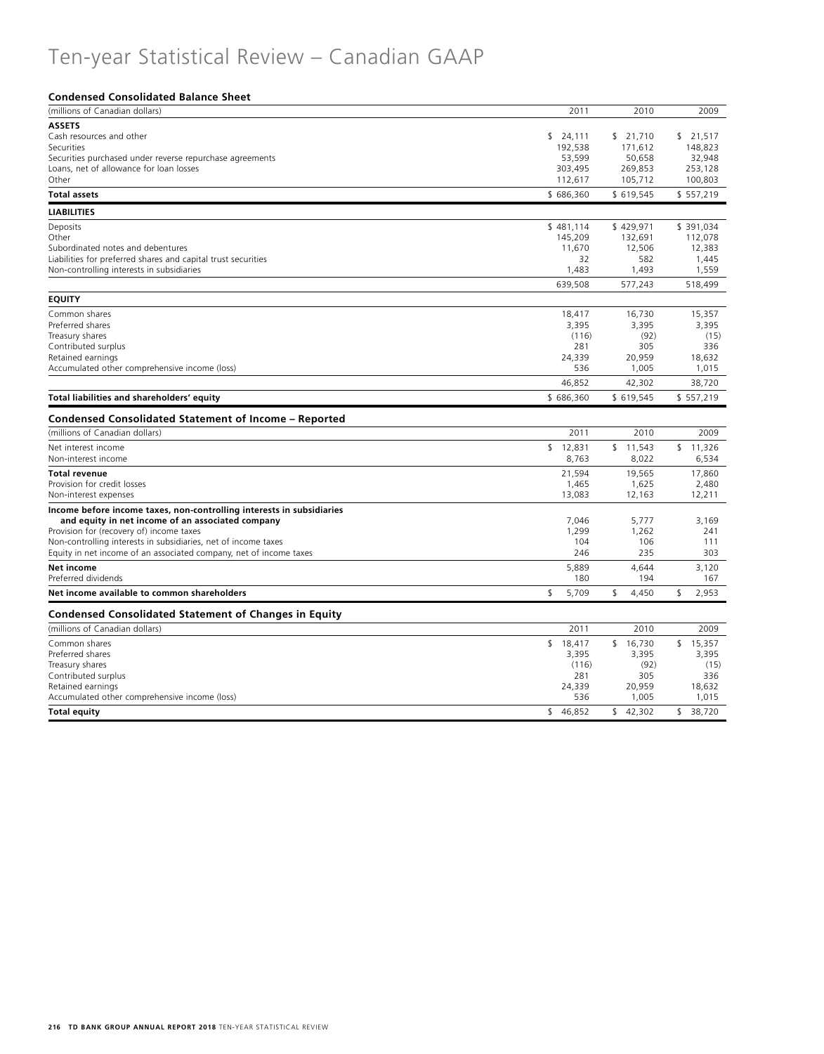# Ten-year Statistical Review – Canadian GAAP

### Condensed Consolidated Balance Sheet

| (millions of Canadian dollars) | 2011 | 2010 | 2009 |
|---|---|---|---|
| **ASSETS** | | | |
| Cash resources and other | $ 24,111 | $ 21,710 | $ 21,517 |
| Securities | 192,538 | 171,612 | 148,823 |
| Securities purchased under reverse repurchase agreements | 53,599 | 50,658 | 32,948 |
| Loans, net of allowance for loan losses | 303,495 | 269,853 | 253,128 |
| Other | 112,617 | 105,712 | 100,803 |
| **Total assets** | $ 686,360 | $ 619,545 | $ 557,219 |
| **LIABILITIES** | | | |
| Deposits | $ 481,114 | $ 429,971 | $ 391,034 |
| Other | 145,209 | 132,691 | 112,078 |
| Subordinated notes and debentures | 11,670 | 12,506 | 12,383 |
| Liabilities for preferred shares and capital trust securities | 32 | 582 | 1,445 |
| Non-controlling interests in subsidiaries | 1,483 | 1,493 | 1,559 |
| | 639,508 | 577,243 | 518,499 |
| **EQUITY** | | | |
| Common shares | 18,417 | 16,730 | 15,357 |
| Preferred shares | 3,395 | 3,395 | 3,395 |
| Treasury shares | (116) | (92) | (15) |
| Contributed surplus | 281 | 305 | 336 |
| Retained earnings | 24,339 | 20,959 | 18,632 |
| Accumulated other comprehensive income (loss) | 536 | 1,005 | 1,015 |
| | 46,852 | 42,302 | 38,720 |
| **Total liabilities and shareholders' equity** | $ 686,360 | $ 619,545 | $ 557,219 |

### Condensed Consolidated Statement of Income – Reported

| (millions of Canadian dollars) | 2011 | 2010 | 2009 |
|---|---|---|---|
| Net interest income | $ 12,831 | $ 11,543 | $ 11,326 |
| Non-interest income | 8,763 | 8,022 | 6,534 |
| **Total revenue** | 21,594 | 19,565 | 17,860 |
| Provision for credit losses | 1,465 | 1,625 | 2,480 |
| Non-interest expenses | 13,083 | 12,163 | 12,211 |
| **Income before income taxes, non-controlling interests in subsidiaries and equity in net income of an associated company** | 7,046 | 5,777 | 3,169 |
| Provision for (recovery of) income taxes | 1,299 | 1,262 | 241 |
| Non-controlling interests in subsidiaries, net of income taxes | 104 | 106 | 111 |
| Equity in net income of an associated company, net of income taxes | 246 | 235 | 303 |
| **Net income** | 5,889 | 4,644 | 3,120 |
| Preferred dividends | 180 | 194 | 167 |
| **Net income available to common shareholders** | $ 5,709 | $ 4,450 | $ 2,953 |

### Condensed Consolidated Statement of Changes in Equity

| (millions of Canadian dollars) | 2011 | 2010 | 2009 |
|---|---|---|---|
| Common shares | $ 18,417 | $ 16,730 | $ 15,357 |
| Preferred shares | 3,395 | 3,395 | 3,395 |
| Treasury shares | (116) | (92) | (15) |
| Contributed surplus | 281 | 305 | 336 |
| Retained earnings | 24,339 | 20,959 | 18,632 |
| Accumulated other comprehensive income (loss) | 536 | 1,005 | 1,015 |
| **Total equity** | $ 46,852 | $ 42,302 | $ 38,720 |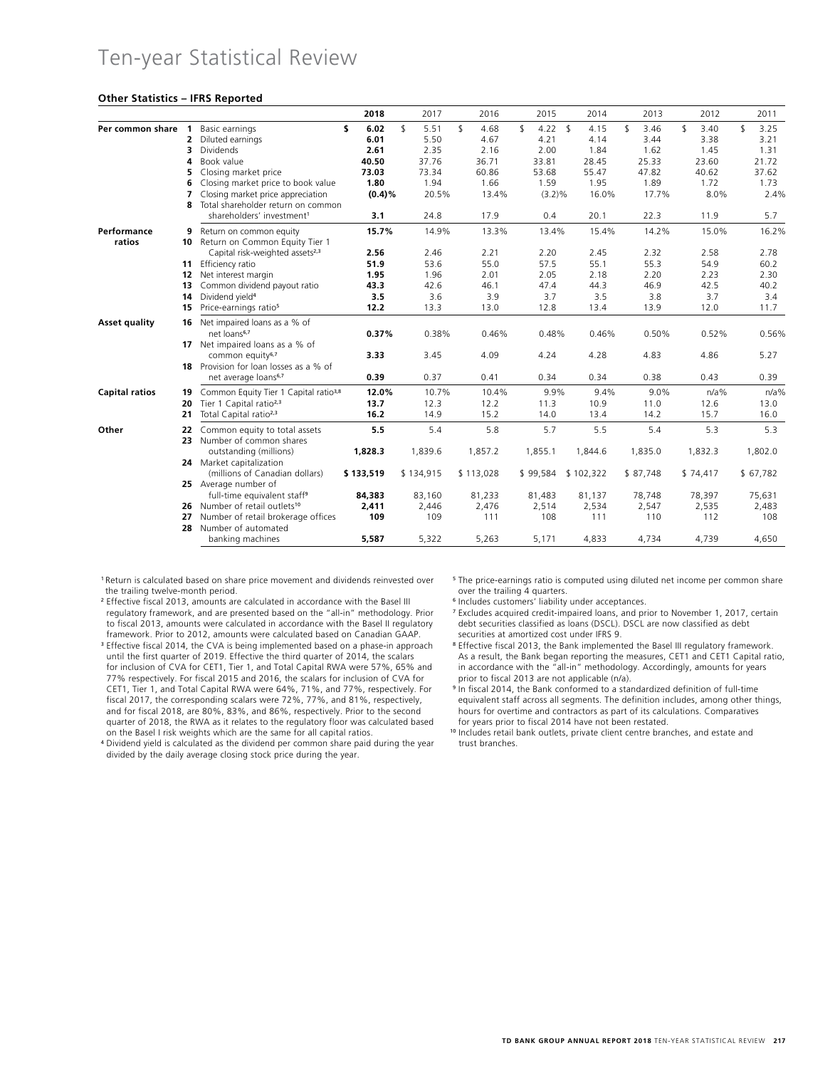# Ten-year Statistical Review

### Other Statistics – IFRS Reported

| | | | 2018 | 2017 | 2016 | 2015 | 2014 | 2013 | 2012 | 2011 |
|---|---|---|---|---|---|---|---|---|---|---|
| **Per common share** | **1** | Basic earnings | **$ 6.02** | $ 5.51 | $ 4.68 | $ 4.22 | $ 4.15 | $ 3.46 | $ 3.40 | $ 3.25 |
| | **2** | Diluted earnings | **6.01** | 5.50 | 4.67 | 4.21 | 4.14 | 3.44 | 3.38 | 3.21 |
| | **3** | Dividends | **2.61** | 2.35 | 2.16 | 2.00 | 1.84 | 1.62 | 1.45 | 1.31 |
| | **4** | Book value | **40.50** | 37.76 | 36.71 | 33.81 | 28.45 | 25.33 | 23.60 | 21.72 |
| | **5** | Closing market price | **73.03** | 73.34 | 60.86 | 53.68 | 55.47 | 47.82 | 40.62 | 37.62 |
| | **6** | Closing market price to book value | **1.80** | 1.94 | 1.66 | 1.59 | 1.95 | 1.89 | 1.72 | 1.73 |
| | **7** | Closing market price appreciation | **(0.4)%** | 20.5% | 13.4% | (3.2)% | 16.0% | 17.7% | 8.0% | 2.4% |
| | **8** | Total shareholder return on common shareholders' investment[1] | **3.1** | 24.8 | 17.9 | 0.4 | 20.1 | 22.3 | 11.9 | 5.7 |
| **Performance ratios** | **9** | Return on common equity | **15.7%** | 14.9% | 13.3% | 13.4% | 15.4% | 14.2% | 15.0% | 16.2% |
| | **10** | Return on Common Equity Tier 1 Capital risk-weighted assets[2,3] | **2.56** | 2.46 | 2.21 | 2.20 | 2.45 | 2.32 | 2.58 | 2.78 |
| | **11** | Efficiency ratio | **51.9** | 53.6 | 55.0 | 57.5 | 55.1 | 55.3 | 54.9 | 60.2 |
| | **12** | Net interest margin | **1.95** | 1.96 | 2.01 | 2.05 | 2.18 | 2.20 | 2.23 | 2.30 |
| | **13** | Common dividend payout ratio | **43.3** | 42.6 | 46.1 | 47.4 | 44.3 | 46.9 | 42.5 | 40.2 |
| | **14** | Dividend yield[4] | **3.5** | 3.6 | 3.9 | 3.7 | 3.5 | 3.8 | 3.7 | 3.4 |
| | **15** | Price-earnings ratio[5] | **12.2** | 13.3 | 13.0 | 12.8 | 13.4 | 13.9 | 12.0 | 11.7 |
| **Asset quality** | **16** | Net impaired loans as a % of net loans[6,7] | **0.37%** | 0.38% | 0.46% | 0.48% | 0.46% | 0.50% | 0.52% | 0.56% |
| | **17** | Net impaired loans as a % of common equity[6,7] | **3.33** | 3.45 | 4.09 | 4.24 | 4.28 | 4.83 | 4.86 | 5.27 |
| | **18** | Provision for loan losses as a % of net average loans[6,7] | **0.39** | 0.37 | 0.41 | 0.34 | 0.34 | 0.38 | 0.43 | 0.39 |
| **Capital ratios** | **19** | Common Equity Tier 1 Capital ratio[3,8] | **12.0%** | 10.7% | 10.4% | 9.9% | 9.4% | 9.0% | n/a% | n/a% |
| | **20** | Tier 1 Capital ratio[2,3] | **13.7** | 12.3 | 12.2 | 11.3 | 10.9 | 11.0 | 12.6 | 13.0 |
| | **21** | Total Capital ratio[2,3] | **16.2** | 14.9 | 15.2 | 14.0 | 13.4 | 14.2 | 15.7 | 16.0 |
| **Other** | **22** | Common equity to total assets | **5.5** | 5.4 | 5.8 | 5.7 | 5.5 | 5.4 | 5.3 | 5.3 |
| | **23** | Number of common shares outstanding (millions) | **1,828.3** | 1,839.6 | 1,857.2 | 1,855.1 | 1,844.6 | 1,835.0 | 1,832.3 | 1,802.0 |
| | **24** | Market capitalization (millions of Canadian dollars) | **$ 133,519** | $ 134,915 | $ 113,028 | $ 99,584 | $ 102,322 | $ 87,748 | $ 74,417 | $ 67,782 |
| | **25** | Average number of full-time equivalent staff[9] | **84,383** | 83,160 | 81,233 | 81,483 | 81,137 | 78,748 | 78,397 | 75,631 |
| | **26** | Number of retail outlets[10] | **2,411** | 2,446 | 2,476 | 2,514 | 2,534 | 2,547 | 2,535 | 2,483 |
| | **27** | Number of retail brokerage offices | **109** | 109 | 111 | 108 | 111 | 110 | 112 | 108 |
| | **28** | Number of automated banking machines | **5,587** | 5,322 | 5,263 | 5,171 | 4,833 | 4,734 | 4,739 | 4,650 |

[1] Return is calculated based on share price movement and dividends reinvested over the trailing twelve-month period.

[2] Effective fiscal 2013, amounts are calculated in accordance with the Basel III regulatory framework, and are presented based on the "all-in" methodology. Prior to fiscal 2013, amounts were calculated in accordance with the Basel II regulatory framework. Prior to 2012, amounts were calculated based on Canadian GAAP.

[3] Effective fiscal 2014, the CVA is being implemented based on a phase-in approach until the first quarter of 2019. Effective the third quarter of 2014, the scalars for inclusion of CVA for CET1, Tier 1, and Total Capital RWA were 57%, 65% and 77% respectively. For fiscal 2015 and 2016, the scalars for inclusion of CVA for CET1, Tier 1, and Total Capital RWA were 64%, 71%, and 77%, respectively. For fiscal 2017, the corresponding scalars were 72%, 77%, and 81%, respectively, and for fiscal 2018, are 80%, 83%, and 86%, respectively. Prior to the second quarter of 2018, the RWA as it relates to the regulatory floor was calculated based on the Basel I risk weights which are the same for all capital ratios.

[4] Dividend yield is calculated as the dividend per common share paid during the year divided by the daily average closing stock price during the year.

[5] The price-earnings ratio is computed using diluted net income per common share over the trailing 4 quarters.

[6] Includes customers' liability under acceptances.

[7] Excludes acquired credit-impaired loans, and prior to November 1, 2017, certain debt securities classified as loans (DSCL). DSCL are now classified as debt securities at amortized cost under IFRS 9.

[8] Effective fiscal 2013, the Bank implemented the Basel III regulatory framework. As a result, the Bank began reporting the measures, CET1 and CET1 Capital ratio, in accordance with the "all-in" methodology. Accordingly, amounts for years prior to fiscal 2013 are not applicable (n/a).

[9] In fiscal 2014, the Bank conformed to a standardized definition of full-time equivalent staff across all segments. The definition includes, among other things, hours for overtime and contractors as part of its calculations. Comparatives for years prior to fiscal 2014 have not been restated.

[10] Includes retail bank outlets, private client centre branches, and estate and trust branches.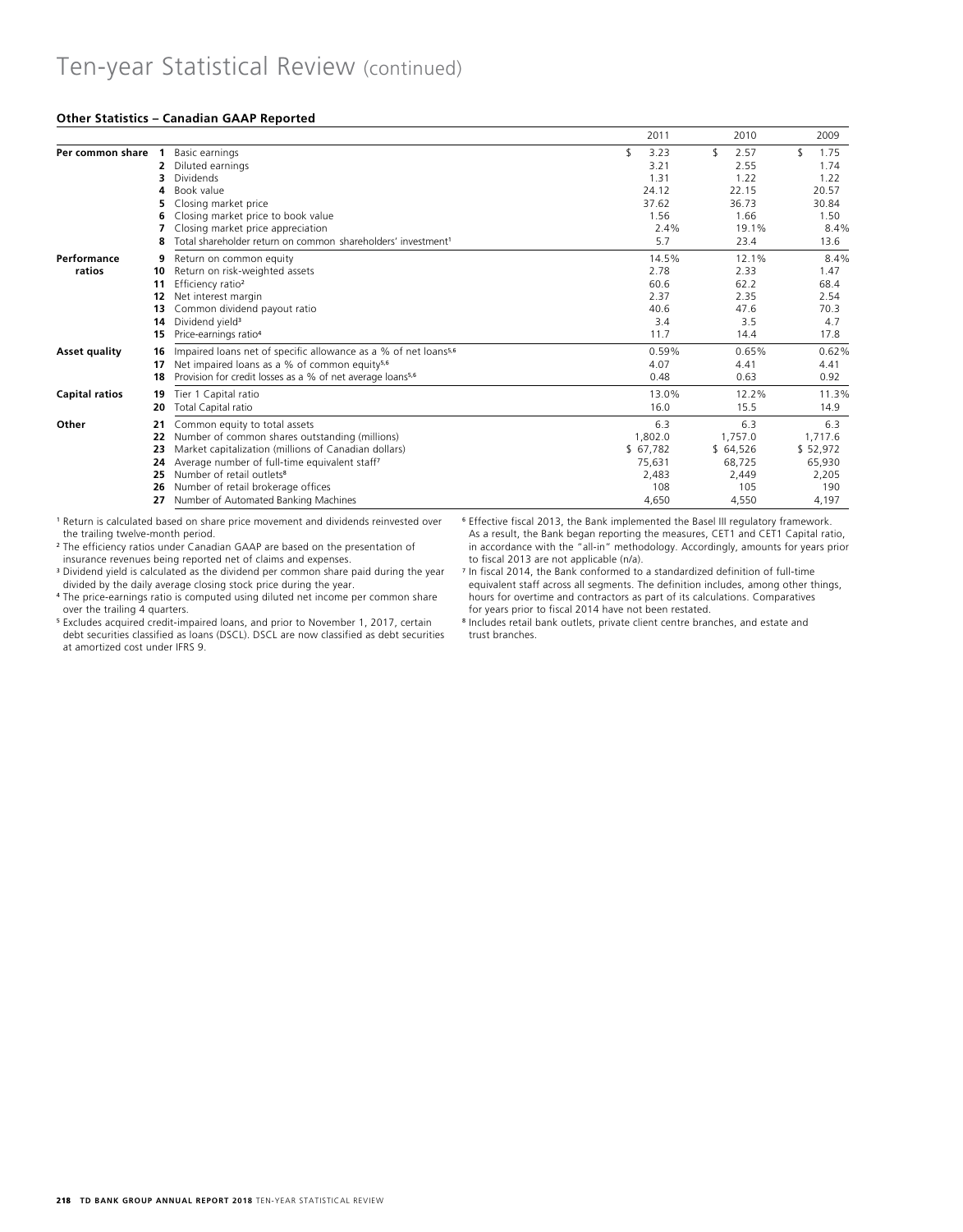# Ten-year Statistical Review (continued)

**Other Statistics – Canadian GAAP Reported**

| | | | 2011 | 2010 | 2009 |
|---|---|---|---|---|---|
| **Per common share** | **1** | Basic earnings | $ 3.23 | $ 2.57 | $ 1.75 |
| | **2** | Diluted earnings | 3.21 | 2.55 | 1.74 |
| | **3** | Dividends | 1.31 | 1.22 | 1.22 |
| | **4** | Book value | 24.12 | 22.15 | 20.57 |
| | **5** | Closing market price | 37.62 | 36.73 | 30.84 |
| | **6** | Closing market price to book value | 1.56 | 1.66 | 1.50 |
| | **7** | Closing market price appreciation | 2.4% | 19.1% | 8.4% |
| | **8** | Total shareholder return on common shareholders' investment[1] | 5.7 | 23.4 | 13.6 |
| **Performance ratios** | **9** | Return on common equity | 14.5% | 12.1% | 8.4% |
| | **10** | Return on risk-weighted assets | 2.78 | 2.33 | 1.47 |
| | **11** | Efficiency ratio[2] | 60.6 | 62.2 | 68.4 |
| | **12** | Net interest margin | 2.37 | 2.35 | 2.54 |
| | **13** | Common dividend payout ratio | 40.6 | 47.6 | 70.3 |
| | **14** | Dividend yield[3] | 3.4 | 3.5 | 4.7 |
| | **15** | Price-earnings ratio[4] | 11.7 | 14.4 | 17.8 |
| **Asset quality** | **16** | Impaired loans net of specific allowance as a % of net loans[5,6] | 0.59% | 0.65% | 0.62% |
| | **17** | Net impaired loans as a % of common equity[5,6] | 4.07 | 4.41 | 4.41 |
| | **18** | Provision for credit losses as a % of net average loans[5,6] | 0.48 | 0.63 | 0.92 |
| **Capital ratios** | **19** | Tier 1 Capital ratio | 13.0% | 12.2% | 11.3% |
| | **20** | Total Capital ratio | 16.0 | 15.5 | 14.9 |
| **Other** | **21** | Common equity to total assets | 6.3 | 6.3 | 6.3 |
| | **22** | Number of common shares outstanding (millions) | 1,802.0 | 1,757.0 | 1,717.6 |
| | **23** | Market capitalization (millions of Canadian dollars) | $ 67,782 | $ 64,526 | $ 52,972 |
| | **24** | Average number of full-time equivalent staff[7] | 75,631 | 68,725 | 65,930 |
| | **25** | Number of retail outlets[8] | 2,483 | 2,449 | 2,205 |
| | **26** | Number of retail brokerage offices | 108 | 105 | 190 |
| | **27** | Number of Automated Banking Machines | 4,650 | 4,550 | 4,197 |

[1] Return is calculated based on share price movement and dividends reinvested over the trailing twelve-month period.

[2] The efficiency ratios under Canadian GAAP are based on the presentation of insurance revenues being reported net of claims and expenses.

[3] Dividend yield is calculated as the dividend per common share paid during the year divided by the daily average closing stock price during the year.

[4] The price-earnings ratio is computed using diluted net income per common share over the trailing 4 quarters.

[5] Excludes acquired credit-impaired loans, and prior to November 1, 2017, certain debt securities classified as loans (DSCL). DSCL are now classified as debt securities at amortized cost under IFRS 9.

[6] Effective fiscal 2013, the Bank implemented the Basel III regulatory framework. As a result, the Bank began reporting the measures, CET1 and CET1 Capital ratio, in accordance with the "all-in" methodology. Accordingly, amounts for years prior to fiscal 2013 are not applicable (n/a).

[7] In fiscal 2014, the Bank conformed to a standardized definition of full-time equivalent staff across all segments. The definition includes, among other things, hours for overtime and contractors as part of its calculations. Comparatives for years prior to fiscal 2014 have not been restated.

[8] Includes retail bank outlets, private client centre branches, and estate and trust branches.